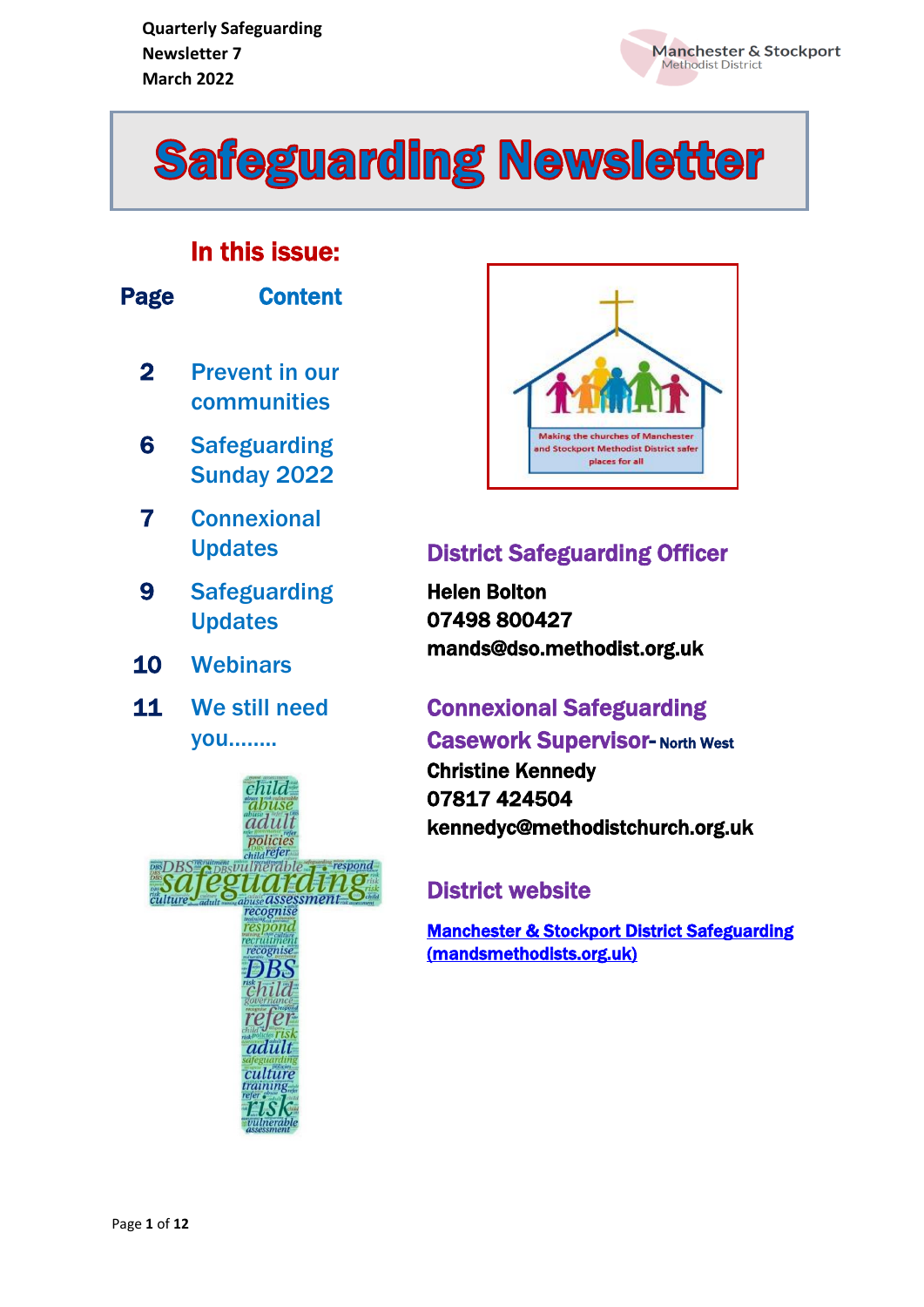Quarterly Safeguarding
Newsletter 7
March 2022

Manchester & Stockport
Methodist District

# Safeguarding Newsletter

## In this issue:

| Page | Content |
|---|---|
| 2 | Prevent in our communities |
| 6 | Safeguarding Sunday 2022 |
| 7 | Connexional Updates |
| 9 | Safeguarding Updates |
| 10 | Webinars |
| 11 | We still need you........ |

Making the churches of Manchester and Stockport Methodist District safer places for all

## District Safeguarding Officer

**Helen Bolton**
**07498 800427**
**mands@dso.methodist.org.uk**

## Connexional Safeguarding Casework Supervisor- North West

**Christine Kennedy**
**07817 424504**
**kennedyc@methodistchurch.org.uk**

## District website

[Manchester & Stockport District Safeguarding (mandsmethodists.org.uk)](mandsmethodists.org.uk)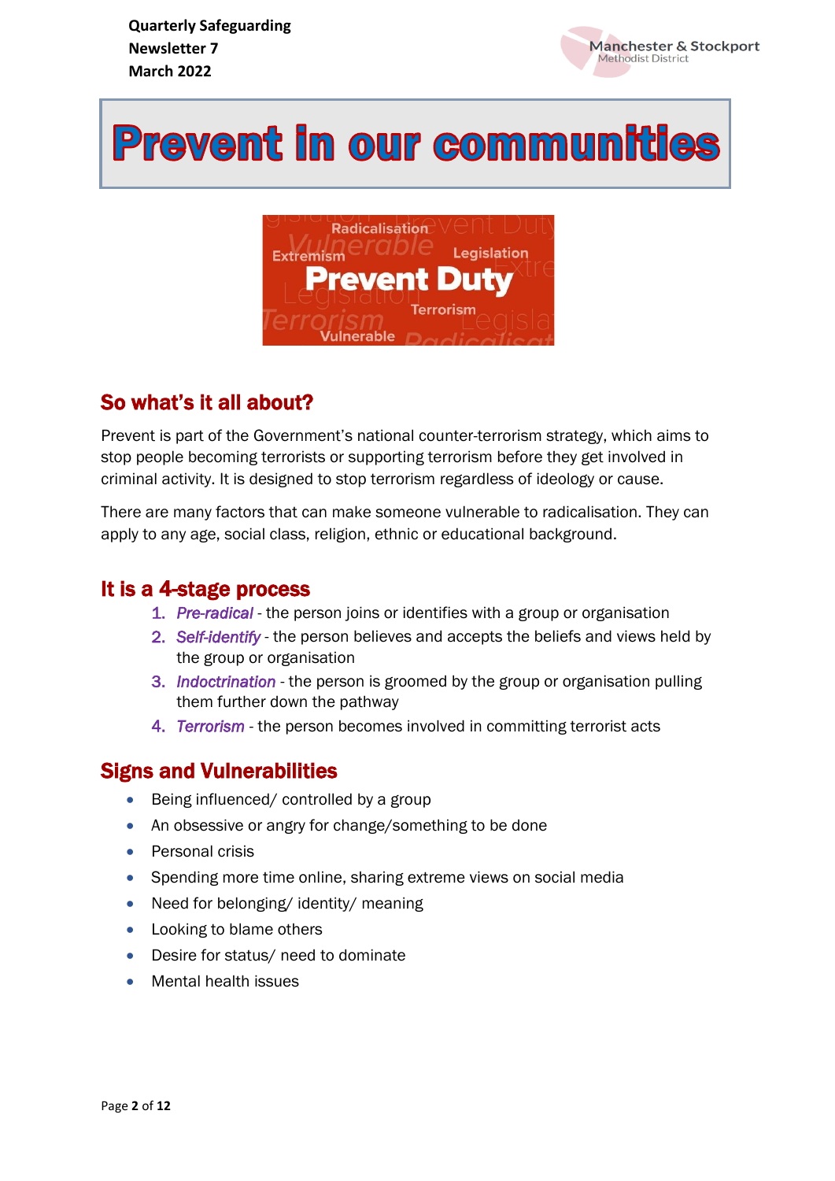**Quarterly Safeguarding Newsletter 7**
**March 2022**

# Prevent in our communities

## So what's it all about?

Prevent is part of the Government's national counter-terrorism strategy, which aims to stop people becoming terrorists or supporting terrorism before they get involved in criminal activity. It is designed to stop terrorism regardless of ideology or cause.

There are many factors that can make someone vulnerable to radicalisation. They can apply to any age, social class, religion, ethnic or educational background.

## It is a 4-stage process

1. *Pre-radical* - the person joins or identifies with a group or organisation
2. *Self-identify* - the person believes and accepts the beliefs and views held by the group or organisation
3. *Indoctrination* - the person is groomed by the group or organisation pulling them further down the pathway
4. *Terrorism* - the person becomes involved in committing terrorist acts

## Signs and Vulnerabilities

- Being influenced/ controlled by a group
- An obsessive or angry for change/something to be done
- Personal crisis
- Spending more time online, sharing extreme views on social media
- Need for belonging/ identity/ meaning
- Looking to blame others
- Desire for status/ need to dominate
- Mental health issues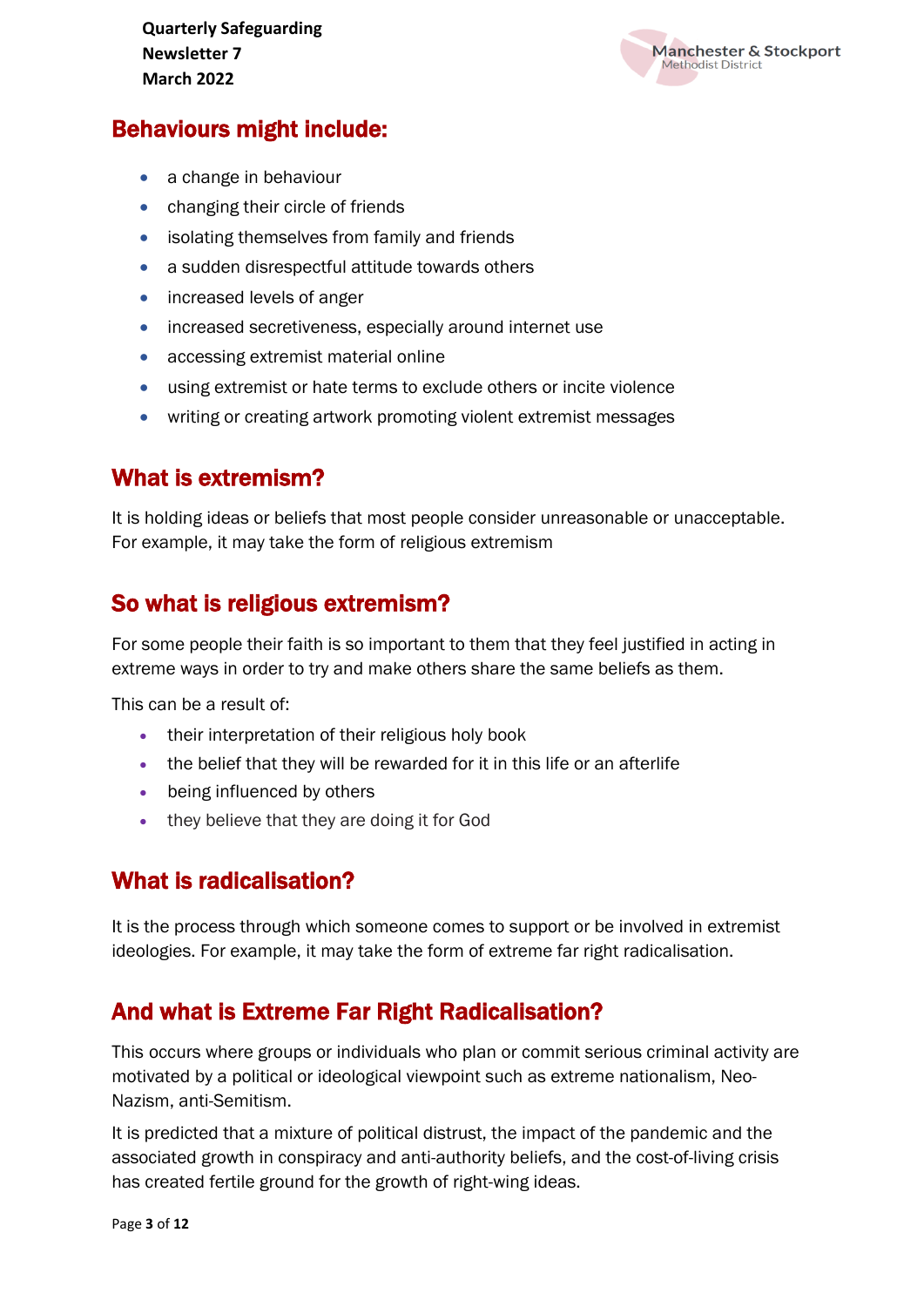## Behaviours might include:

- a change in behaviour
- changing their circle of friends
- isolating themselves from family and friends
- a sudden disrespectful attitude towards others
- increased levels of anger
- increased secretiveness, especially around internet use
- accessing extremist material online
- using extremist or hate terms to exclude others or incite violence
- writing or creating artwork promoting violent extremist messages

## What is extremism?

It is holding ideas or beliefs that most people consider unreasonable or unacceptable. For example, it may take the form of religious extremism

## So what is religious extremism?

For some people their faith is so important to them that they feel justified in acting in extreme ways in order to try and make others share the same beliefs as them.

This can be a result of:

- their interpretation of their religious holy book
- the belief that they will be rewarded for it in this life or an afterlife
- being influenced by others
- they believe that they are doing it for God

## What is radicalisation?

It is the process through which someone comes to support or be involved in extremist ideologies. For example, it may take the form of extreme far right radicalisation.

## And what is Extreme Far Right Radicalisation?

This occurs where groups or individuals who plan or commit serious criminal activity are motivated by a political or ideological viewpoint such as extreme nationalism, Neo-Nazism, anti-Semitism.

It is predicted that a mixture of political distrust, the impact of the pandemic and the associated growth in conspiracy and anti-authority beliefs, and the cost-of-living crisis has created fertile ground for the growth of right-wing ideas.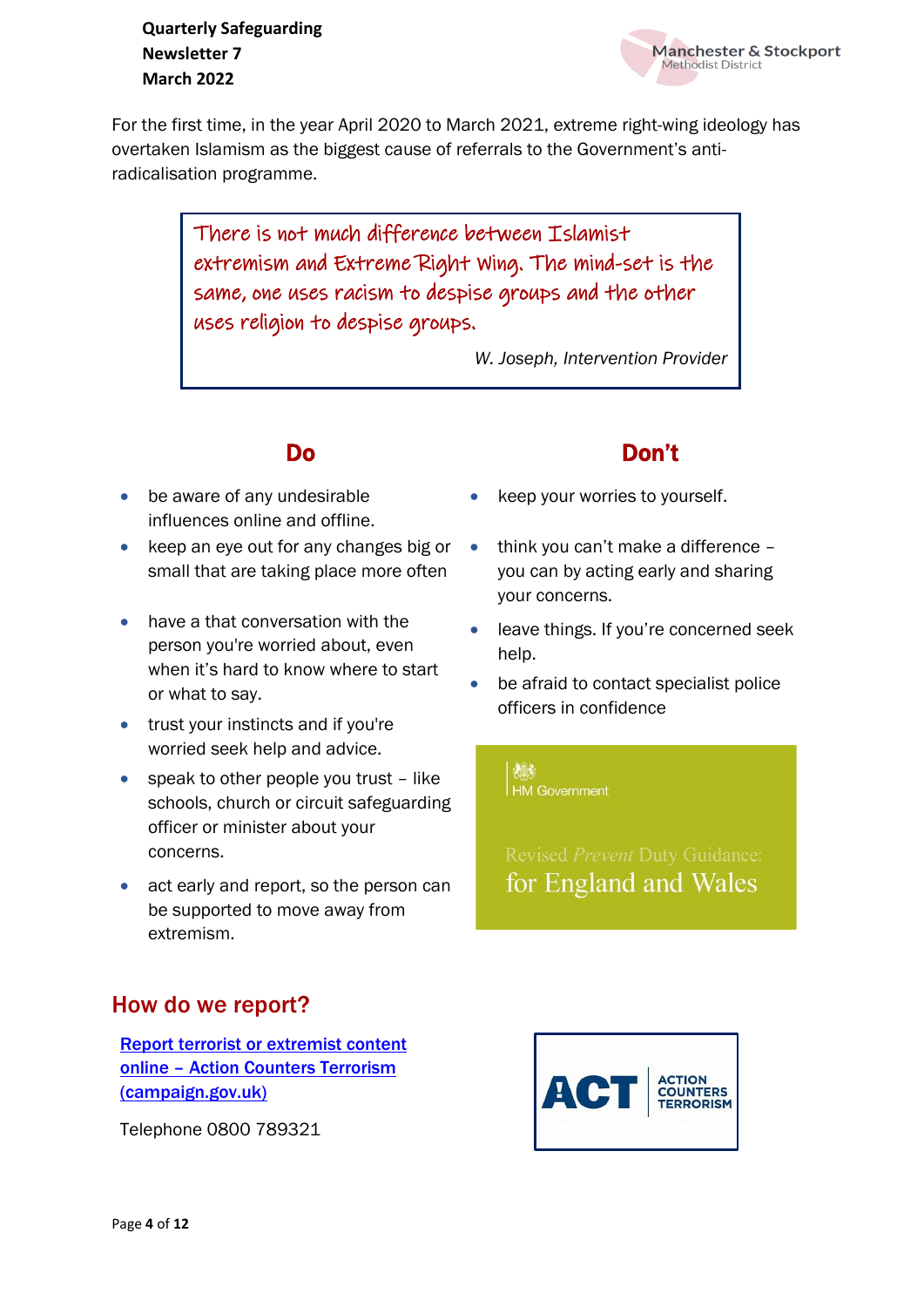For the first time, in the year April 2020 to March 2021, extreme right-wing ideology has overtaken Islamism as the biggest cause of referrals to the Government's anti-radicalisation programme.

> There is not much difference between Islamist extremism and Extreme Right wing. The mind-set is the same, one uses racism to despise groups and the other uses religion to despise groups.
>
> *W. Joseph, Intervention Provider*

## Do

- be aware of any undesirable influences online and offline.
- keep an eye out for any changes big or small that are taking place more often
- have a that conversation with the person you're worried about, even when it's hard to know where to start or what to say.
- trust your instincts and if you're worried seek help and advice.
- speak to other people you trust – like schools, church or circuit safeguarding officer or minister about your concerns.
- act early and report, so the person can be supported to move away from extremism.

## Don't

- keep your worries to yourself.
- think you can't make a difference – you can by acting early and sharing your concerns.
- leave things. If you're concerned seek help.
- be afraid to contact specialist police officers in confidence

HM Government

Revised *Prevent* Duty Guidance: for England and Wales

## How do we report?

[Report terrorist or extremist content online – Action Counters Terrorism (campaign.gov.uk)]

Telephone 0800 789321

ACT ACTION COUNTERS TERRORISM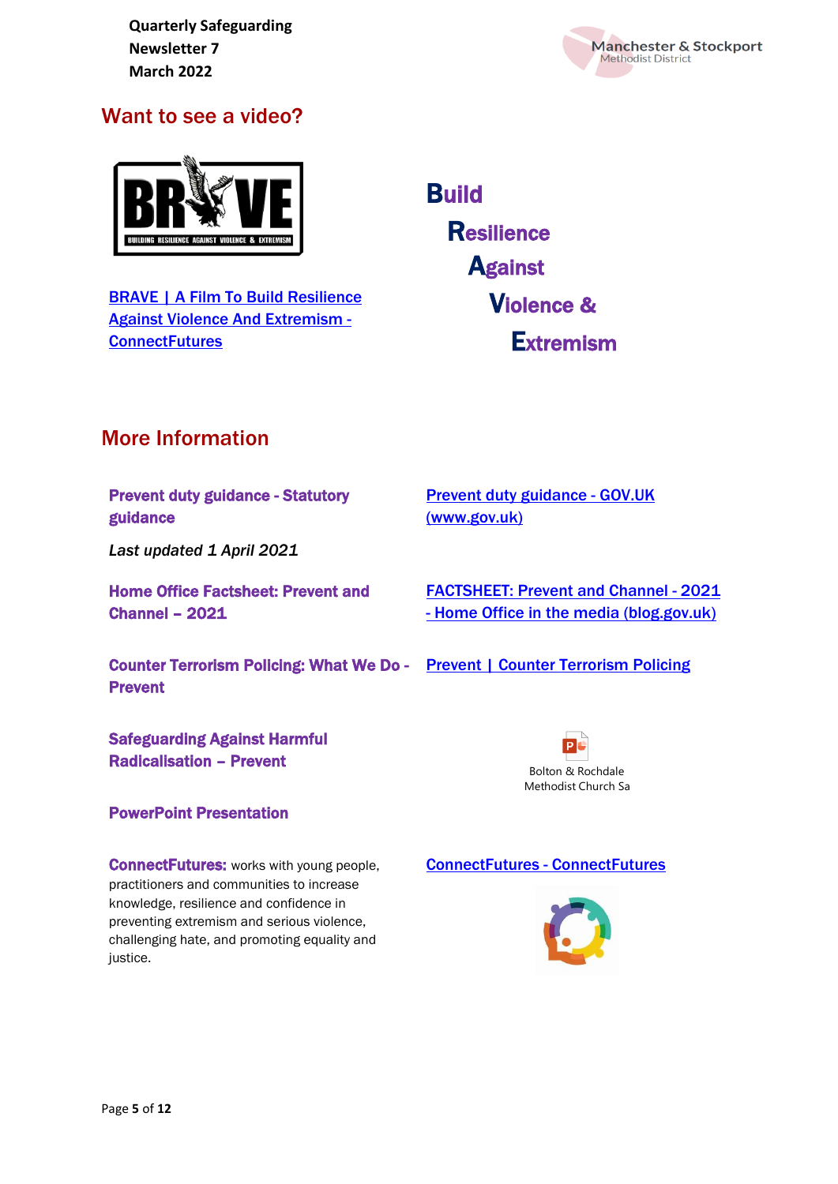## Want to see a video?

BRAVE | A Film To Build Resilience Against Violence And Extremism - ConnectFutures

**Build Resilience Against Violence & Extremism**

## More Information

**Prevent duty guidance - Statutory guidance**

*Last updated 1 April 2021*

Prevent duty guidance - GOV.UK (www.gov.uk)

**Home Office Factsheet: Prevent and Channel – 2021**

FACTSHEET: Prevent and Channel - 2021 - Home Office in the media (blog.gov.uk)

**Counter Terrorism Policing: What We Do - Prevent**

Prevent | Counter Terrorism Policing

**Safeguarding Against Harmful Radicalisation – Prevent**

**PowerPoint Presentation**

Bolton & Rochdale Methodist Church Sa

**ConnectFutures:** works with young people, practitioners and communities to increase knowledge, resilience and confidence in preventing extremism and serious violence, challenging hate, and promoting equality and justice.

ConnectFutures - ConnectFutures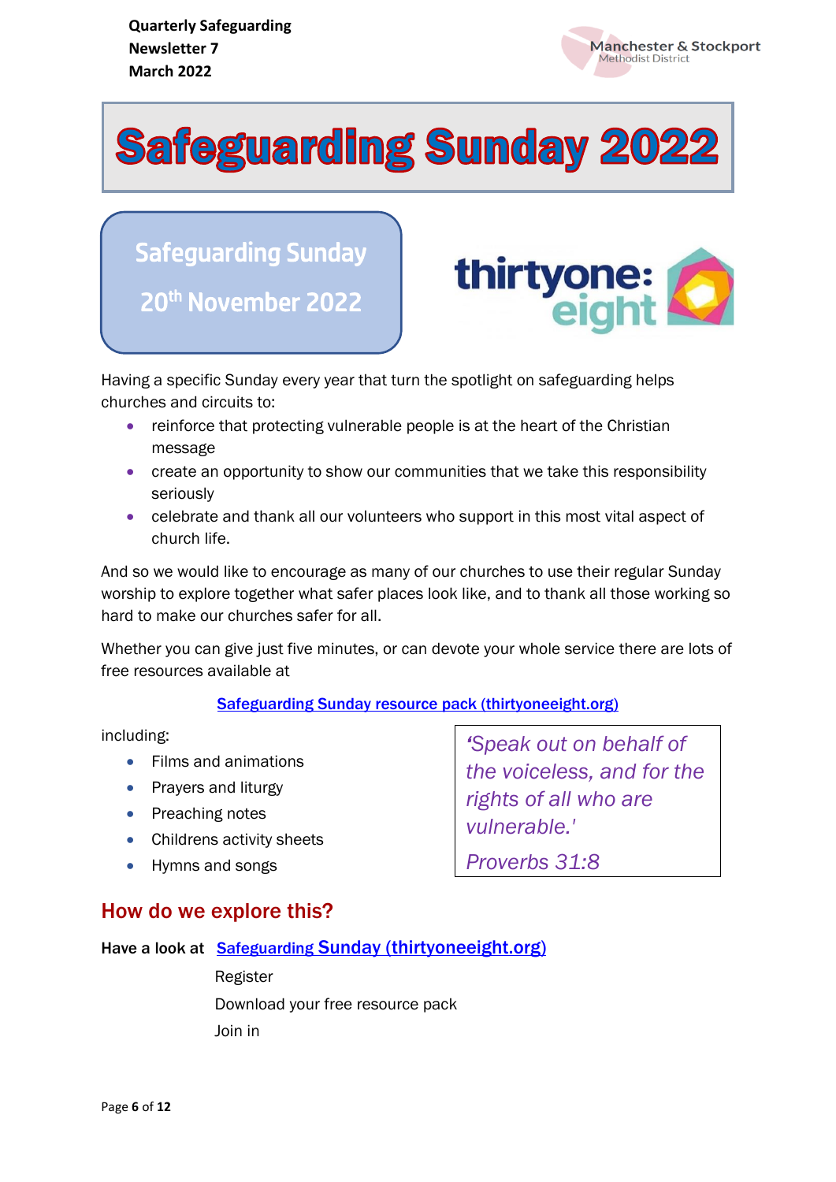# Safeguarding Sunday 2022

**Safeguarding Sunday**

**20th November 2022**

thirtyone: eight

Having a specific Sunday every year that turn the spotlight on safeguarding helps churches and circuits to:

- reinforce that protecting vulnerable people is at the heart of the Christian message
- create an opportunity to show our communities that we take this responsibility seriously
- celebrate and thank all our volunteers who support in this most vital aspect of church life.

And so we would like to encourage as many of our churches to use their regular Sunday worship to explore together what safer places look like, and to thank all those working so hard to make our churches safer for all.

Whether you can give just five minutes, or can devote your whole service there are lots of free resources available at

Safeguarding Sunday resource pack (thirtyoneeight.org)

including:

- Films and animations
- Prayers and liturgy
- Preaching notes
- Childrens activity sheets
- Hymns and songs

> *'Speak out on behalf of the voiceless, and for the rights of all who are vulnerable.'*
>
> *Proverbs 31:8*

## How do we explore this?

**Have a look at** Safeguarding Sunday (thirtyoneeight.org)

Register

Download your free resource pack

Join in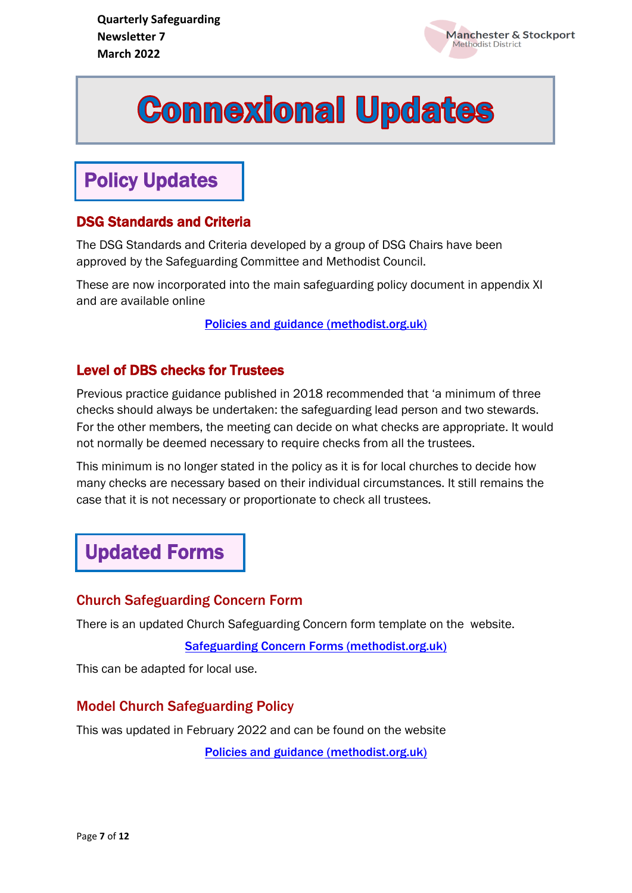# Connexional Updates

## Policy Updates

### DSG Standards and Criteria

The DSG Standards and Criteria developed by a group of DSG Chairs have been approved by the Safeguarding Committee and Methodist Council.

These are now incorporated into the main safeguarding policy document in appendix XI and are available online

[Policies and guidance (methodist.org.uk)](Policies and guidance (methodist.org.uk))

### Level of DBS checks for Trustees

Previous practice guidance published in 2018 recommended that 'a minimum of three checks should always be undertaken: the safeguarding lead person and two stewards. For the other members, the meeting can decide on what checks are appropriate. It would not normally be deemed necessary to require checks from all the trustees.

This minimum is no longer stated in the policy as it is for local churches to decide how many checks are necessary based on their individual circumstances. It still remains the case that it is not necessary or proportionate to check all trustees.

## Updated Forms

### Church Safeguarding Concern Form

There is an updated Church Safeguarding Concern form template on the website.

[Safeguarding Concern Forms (methodist.org.uk)](Safeguarding Concern Forms (methodist.org.uk))

This can be adapted for local use.

### Model Church Safeguarding Policy

This was updated in February 2022 and can be found on the website

[Policies and guidance (methodist.org.uk)](Policies and guidance (methodist.org.uk))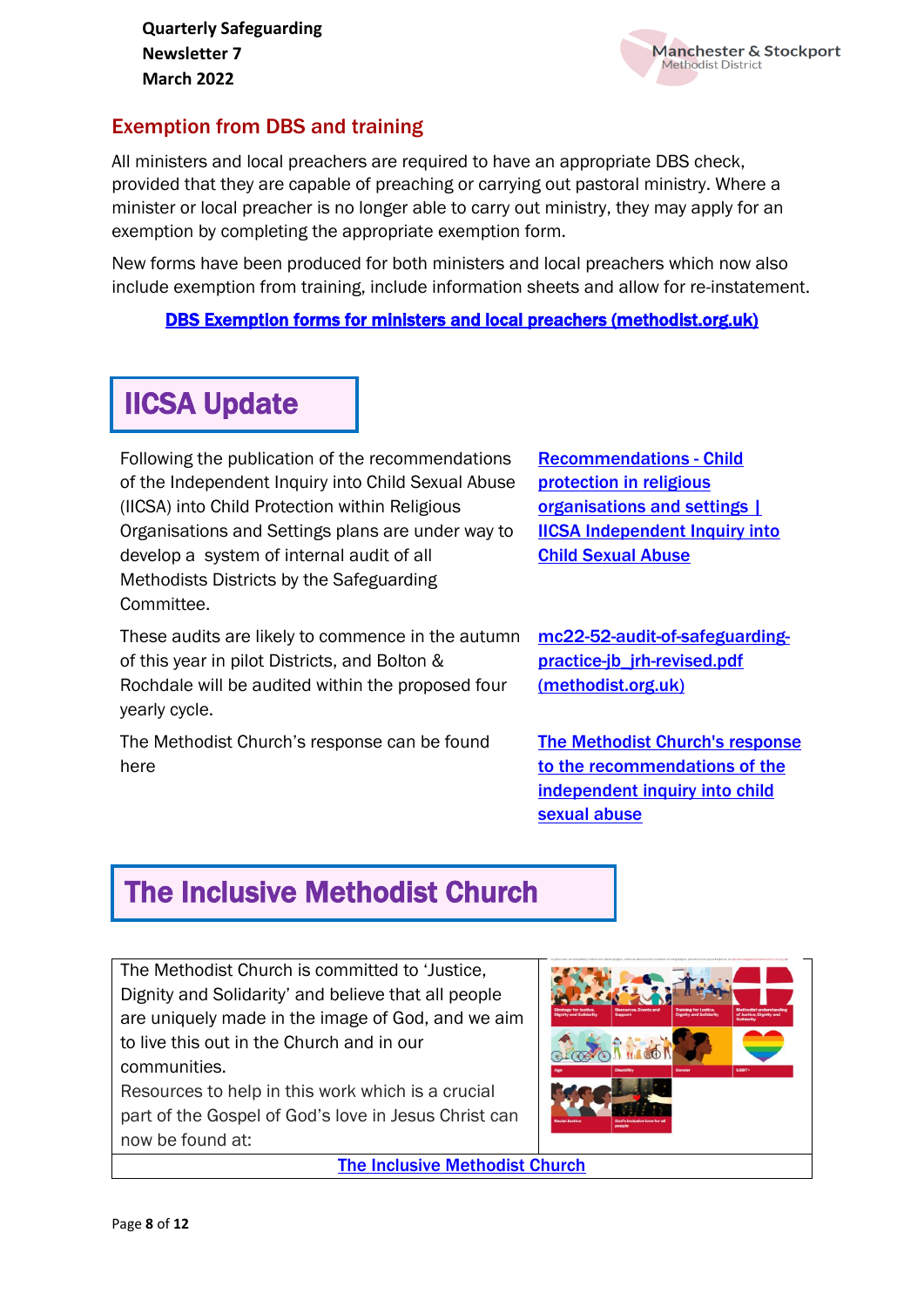## Exemption from DBS and training

All ministers and local preachers are required to have an appropriate DBS check, provided that they are capable of preaching or carrying out pastoral ministry. Where a minister or local preacher is no longer able to carry out ministry, they may apply for an exemption by completing the appropriate exemption form.

New forms have been produced for both ministers and local preachers which now also include exemption from training, include information sheets and allow for re-instatement.

**DBS Exemption forms for ministers and local preachers (methodist.org.uk)**

## IICSA Update

Following the publication of the recommendations of the Independent Inquiry into Child Sexual Abuse (IICSA) into Child Protection within Religious Organisations and Settings plans are under way to develop a system of internal audit of all Methodists Districts by the Safeguarding Committee.

**Recommendations - Child protection in religious organisations and settings | IICSA Independent Inquiry into Child Sexual Abuse**

These audits are likely to commence in the autumn of this year in pilot Districts, and Bolton & Rochdale will be audited within the proposed four yearly cycle.

mc22-52-audit-of-safeguarding-practice-jb_jrh-revised.pdf (methodist.org.uk)

The Methodist Church's response can be found here

**The Methodist Church's response to the recommendations of the independent inquiry into child sexual abuse**

## The Inclusive Methodist Church

The Methodist Church is committed to 'Justice, Dignity and Solidarity' and believe that all people are uniquely made in the image of God, and we aim to live this out in the Church and in our communities.

Resources to help in this work which is a crucial part of the Gospel of God's love in Jesus Christ can now be found at:

**The Inclusive Methodist Church**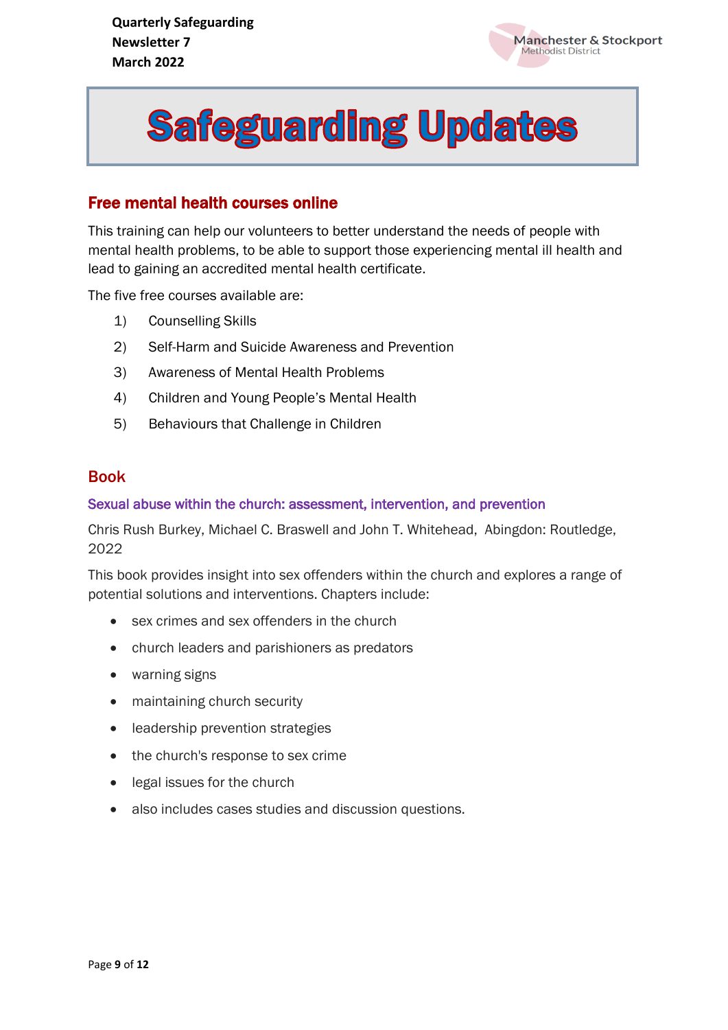# Safeguarding Updates

## Free mental health courses online

This training can help our volunteers to better understand the needs of people with mental health problems, to be able to support those experiencing mental ill health and lead to gaining an accredited mental health certificate.

The five free courses available are:

1) Counselling Skills
2) Self-Harm and Suicide Awareness and Prevention
3) Awareness of Mental Health Problems
4) Children and Young People's Mental Health
5) Behaviours that Challenge in Children

## Book

### Sexual abuse within the church: assessment, intervention, and prevention

Chris Rush Burkey, Michael C. Braswell and John T. Whitehead, Abingdon: Routledge, 2022

This book provides insight into sex offenders within the church and explores a range of potential solutions and interventions. Chapters include:

- sex crimes and sex offenders in the church
- church leaders and parishioners as predators
- warning signs
- maintaining church security
- leadership prevention strategies
- the church's response to sex crime
- legal issues for the church
- also includes cases studies and discussion questions.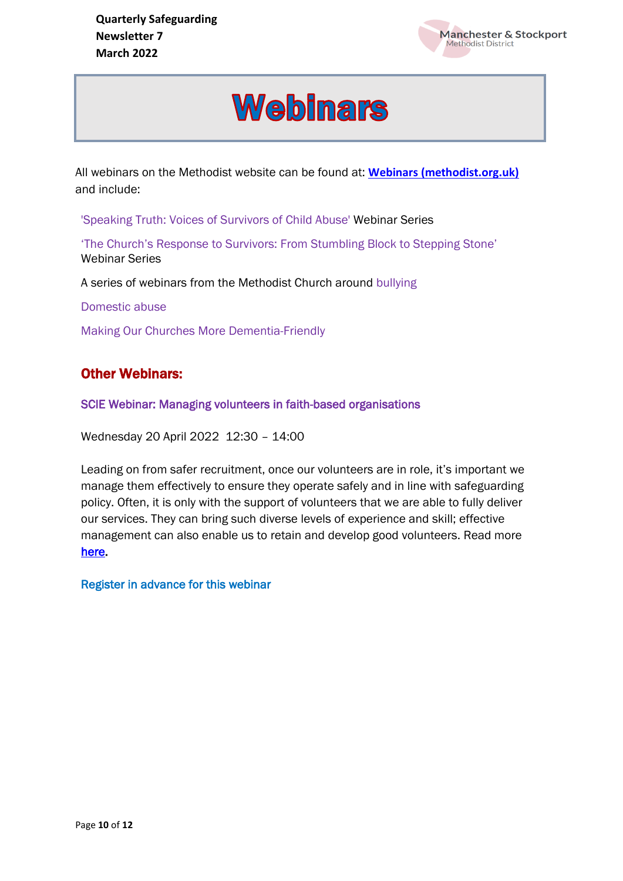# Webinars

All webinars on the Methodist website can be found at: **Webinars (methodist.org.uk)** and include:

'Speaking Truth: Voices of Survivors of Child Abuse' Webinar Series

'The Church's Response to Survivors: From Stumbling Block to Stepping Stone' Webinar Series

A series of webinars from the Methodist Church around bullying

Domestic abuse

Making Our Churches More Dementia-Friendly

## Other Webinars:

SCIE Webinar: Managing volunteers in faith-based organisations

Wednesday 20 April 2022 12:30 – 14:00

Leading on from safer recruitment, once our volunteers are in role, it's important we manage them effectively to ensure they operate safely and in line with safeguarding policy. Often, it is only with the support of volunteers that we are able to fully deliver our services. They can bring such diverse levels of experience and skill; effective management can also enable us to retain and develop good volunteers. Read more here.

Register in advance for this webinar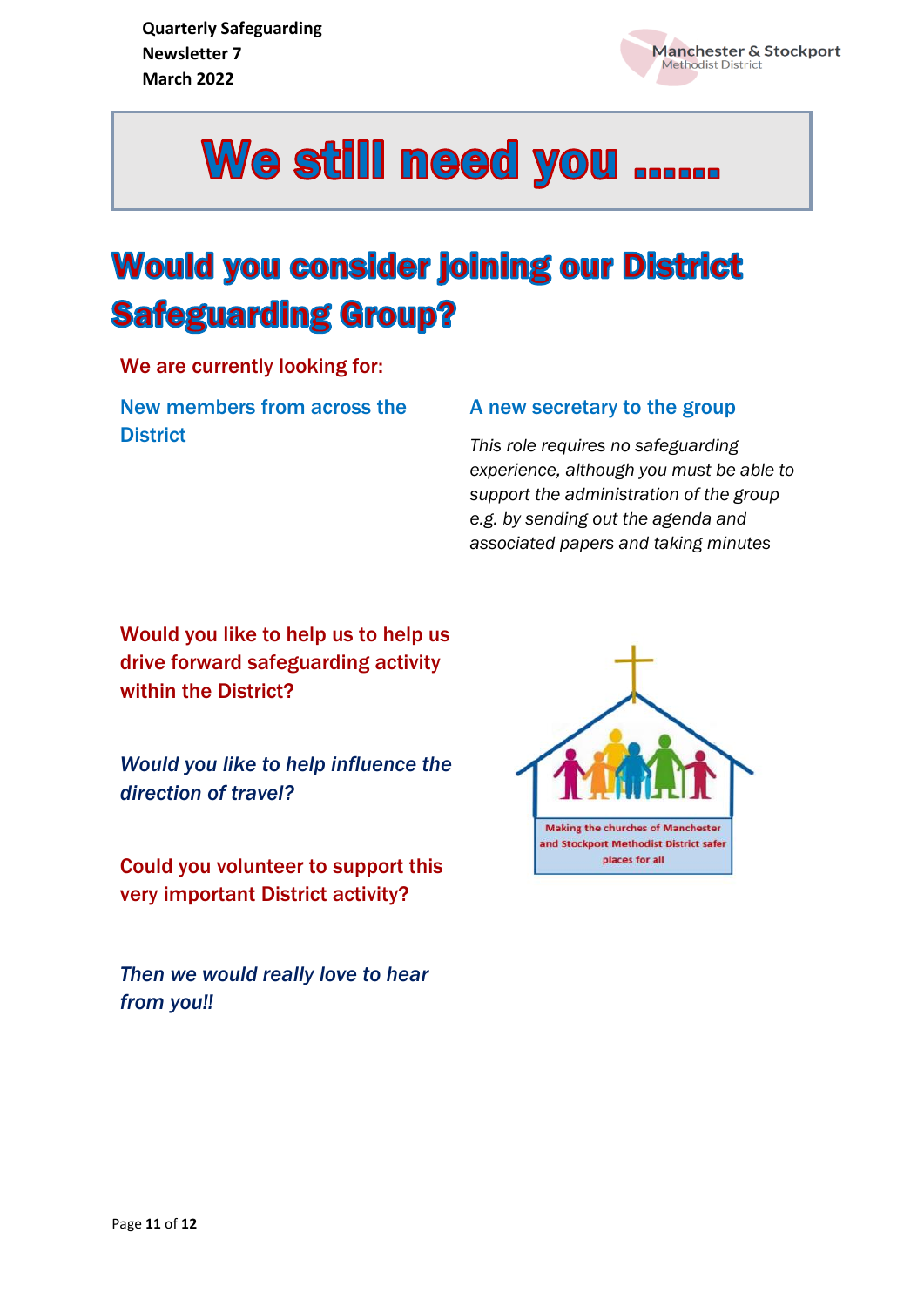# We still need you ……

## Would you consider joining our District Safeguarding Group?

We are currently looking for:

### New members from across the District

### A new secretary to the group

*This role requires no safeguarding experience, although you must be able to support the administration of the group e.g. by sending out the agenda and associated papers and taking minutes*

Would you like to help us to help us drive forward safeguarding activity within the District?

*Would you like to help influence the direction of travel?*

Could you volunteer to support this very important District activity?

*Then we would really love to hear from you!!*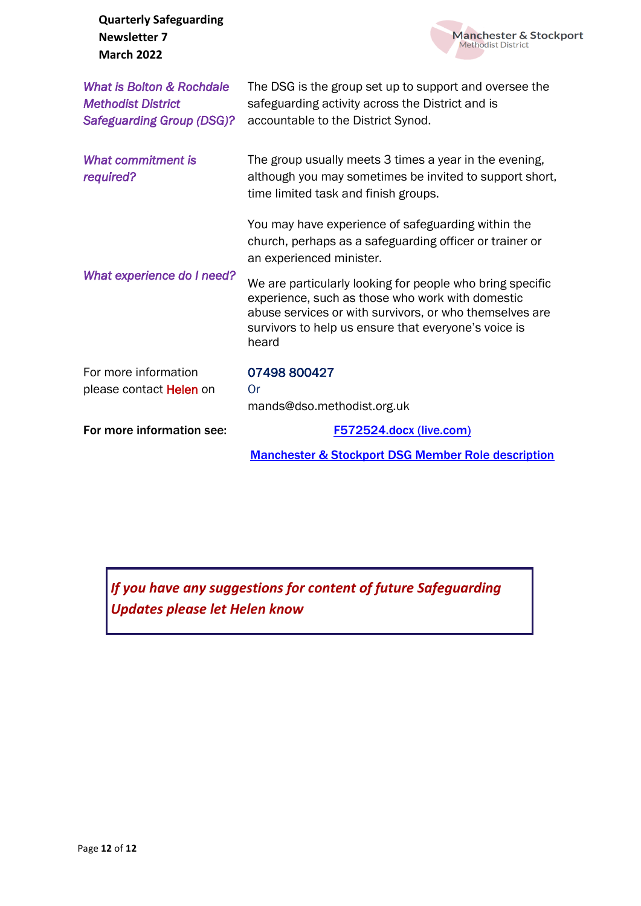| | |
|---|---|
| *What is Bolton & Rochdale Methodist District Safeguarding Group (DSG)?* | The DSG is the group set up to support and oversee the safeguarding activity across the District and is accountable to the District Synod. |
| *What commitment is required?* | The group usually meets 3 times a year in the evening, although you may sometimes be invited to support short, time limited task and finish groups. |
| *What experience do I need?* | You may have experience of safeguarding within the church, perhaps as a safeguarding officer or trainer or an experienced minister.<br><br>We are particularly looking for people who bring specific experience, such as those who work with domestic abuse services or with survivors, or who themselves are survivors to help us ensure that everyone's voice is heard |
| For more information please contact Helen on | 07498 800427<br>Or<br>mands@dso.methodist.org.uk |
| **For more information see:** | [F572524.docx (live.com)]<br><br>[Manchester & Stockport DSG Member Role description] |

***If you have any suggestions for content of future Safeguarding Updates please let Helen know***